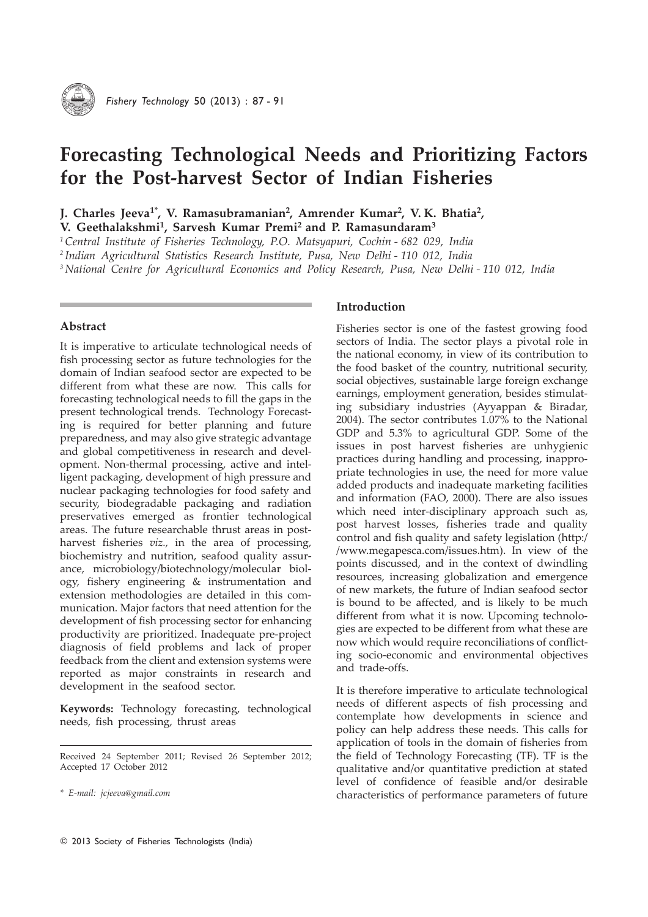# Forecasting Technological Needs and Prioritizing Factors for the Post-harvest Sector of Indian Fisheries

**J. Charles Jeeva[1*], V. Ramasubramanian[2], Amrender Kumar[2], V. K. Bhatia[2], V. Geethalakshmi[1], Sarvesh Kumar Premi[2] and P. Ramasundaram[3]**

*[1] Central Institute of Fisheries Technology, P.O. Matsyapuri, Cochin - 682 029, India*
*[2] Indian Agricultural Statistics Research Institute, Pusa, New Delhi - 110 012, India*
*[3] National Centre for Agricultural Economics and Policy Research, Pusa, New Delhi - 110 012, India*

## Abstract

It is imperative to articulate technological needs of fish processing sector as future technologies for the domain of Indian seafood sector are expected to be different from what these are now. This calls for forecasting technological needs to fill the gaps in the present technological trends. Technology Forecasting is required for better planning and future preparedness, and may also give strategic advantage and global competitiveness in research and development. Non-thermal processing, active and intelligent packaging, development of high pressure and nuclear packaging technologies for food safety and security, biodegradable packaging and radiation preservatives emerged as frontier technological areas. The future researchable thrust areas in post-harvest fisheries *viz.,* in the area of processing, biochemistry and nutrition, seafood quality assurance, microbiology/biotechnology/molecular biology, fishery engineering & instrumentation and extension methodologies are detailed in this communication. Major factors that need attention for the development of fish processing sector for enhancing productivity are prioritized. Inadequate pre-project diagnosis of field problems and lack of proper feedback from the client and extension systems were reported as major constraints in research and development in the seafood sector.

**Keywords:** Technology forecasting, technological needs, fish processing, thrust areas

Received 24 September 2011; Revised 26 September 2012; Accepted 17 October 2012

\* *E-mail: jcjeeva@gmail.com*

## Introduction

Fisheries sector is one of the fastest growing food sectors of India. The sector plays a pivotal role in the national economy, in view of its contribution to the food basket of the country, nutritional security, social objectives, sustainable large foreign exchange earnings, employment generation, besides stimulating subsidiary industries (Ayyappan & Biradar, 2004). The sector contributes 1.07% to the National GDP and 5.3% to agricultural GDP. Some of the issues in post harvest fisheries are unhygienic practices during handling and processing, inappropriate technologies in use, the need for more value added products and inadequate marketing facilities and information (FAO, 2000). There are also issues which need inter-disciplinary approach such as, post harvest losses, fisheries trade and quality control and fish quality and safety legislation (http://www.megapesca.com/issues.htm). In view of the points discussed, and in the context of dwindling resources, increasing globalization and emergence of new markets, the future of Indian seafood sector is bound to be affected, and is likely to be much different from what it is now. Upcoming technologies are expected to be different from what these are now which would require reconciliations of conflicting socio-economic and environmental objectives and trade-offs.

It is therefore imperative to articulate technological needs of different aspects of fish processing and contemplate how developments in science and policy can help address these needs. This calls for application of tools in the domain of fisheries from the field of Technology Forecasting (TF). TF is the qualitative and/or quantitative prediction at stated level of confidence of feasible and/or desirable characteristics of performance parameters of future

© 2013 Society of Fisheries Technologists (India)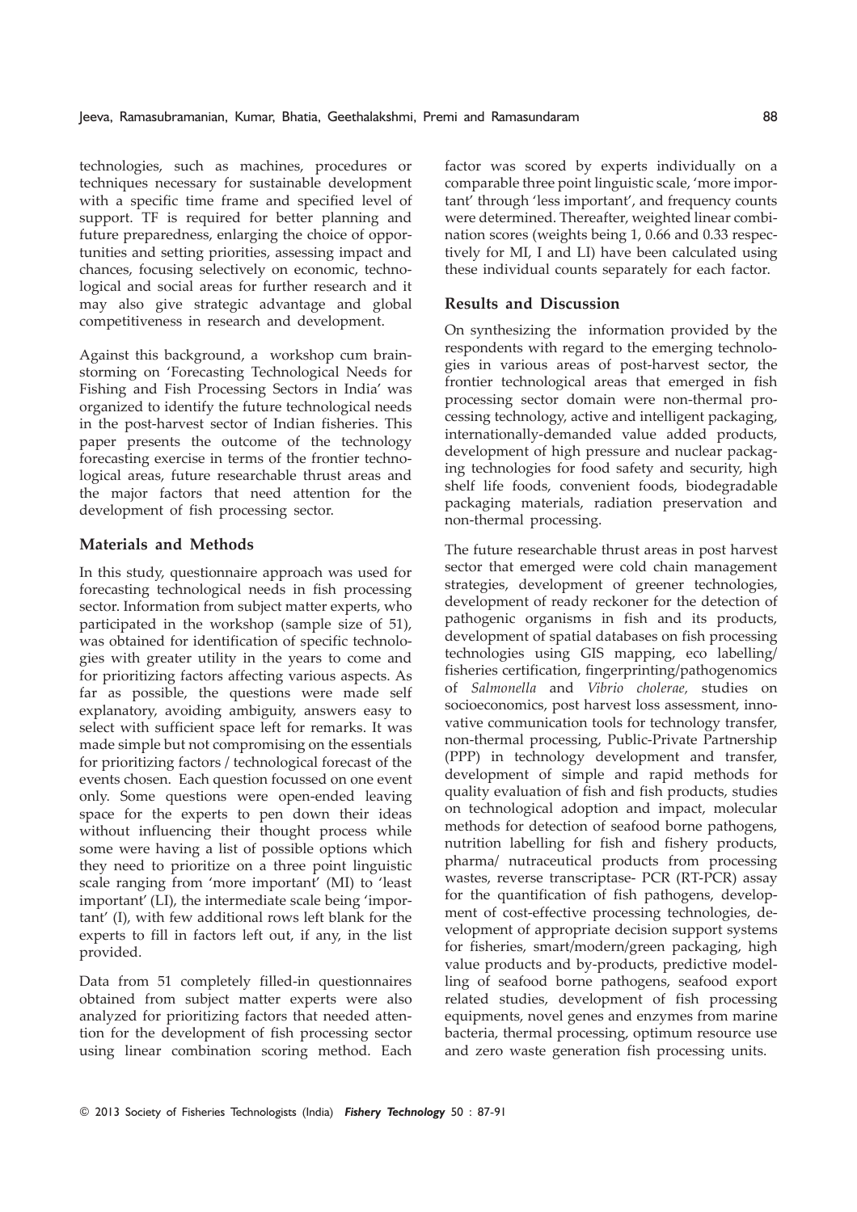technologies, such as machines, procedures or techniques necessary for sustainable development with a specific time frame and specified level of support. TF is required for better planning and future preparedness, enlarging the choice of opportunities and setting priorities, assessing impact and chances, focusing selectively on economic, technological and social areas for further research and it may also give strategic advantage and global competitiveness in research and development.

Against this background, a workshop cum brainstorming on 'Forecasting Technological Needs for Fishing and Fish Processing Sectors in India' was organized to identify the future technological needs in the post-harvest sector of Indian fisheries. This paper presents the outcome of the technology forecasting exercise in terms of the frontier technological areas, future researchable thrust areas and the major factors that need attention for the development of fish processing sector.

## Materials and Methods

In this study, questionnaire approach was used for forecasting technological needs in fish processing sector. Information from subject matter experts, who participated in the workshop (sample size of 51), was obtained for identification of specific technologies with greater utility in the years to come and for prioritizing factors affecting various aspects. As far as possible, the questions were made self explanatory, avoiding ambiguity, answers easy to select with sufficient space left for remarks. It was made simple but not compromising on the essentials for prioritizing factors / technological forecast of the events chosen. Each question focussed on one event only. Some questions were open-ended leaving space for the experts to pen down their ideas without influencing their thought process while some were having a list of possible options which they need to prioritize on a three point linguistic scale ranging from 'more important' (MI) to 'least important' (LI), the intermediate scale being 'important' (I), with few additional rows left blank for the experts to fill in factors left out, if any, in the list provided.

Data from 51 completely filled-in questionnaires obtained from subject matter experts were also analyzed for prioritizing factors that needed attention for the development of fish processing sector using linear combination scoring method. Each factor was scored by experts individually on a comparable three point linguistic scale, 'more important' through 'less important', and frequency counts were determined. Thereafter, weighted linear combination scores (weights being 1, 0.66 and 0.33 respectively for MI, I and LI) have been calculated using these individual counts separately for each factor.

## Results and Discussion

On synthesizing the information provided by the respondents with regard to the emerging technologies in various areas of post-harvest sector, the frontier technological areas that emerged in fish processing sector domain were non-thermal processing technology, active and intelligent packaging, internationally-demanded value added products, development of high pressure and nuclear packaging technologies for food safety and security, high shelf life foods, convenient foods, biodegradable packaging materials, radiation preservation and non-thermal processing.

The future researchable thrust areas in post harvest sector that emerged were cold chain management strategies, development of greener technologies, development of ready reckoner for the detection of pathogenic organisms in fish and its products, development of spatial databases on fish processing technologies using GIS mapping, eco labelling/ fisheries certification, fingerprinting/pathogenomics of *Salmonella* and *Vibrio cholerae,* studies on socioeconomics, post harvest loss assessment, innovative communication tools for technology transfer, non-thermal processing, Public-Private Partnership (PPP) in technology development and transfer, development of simple and rapid methods for quality evaluation of fish and fish products, studies on technological adoption and impact, molecular methods for detection of seafood borne pathogens, nutrition labelling for fish and fishery products, pharma/ nutraceutical products from processing wastes, reverse transcriptase- PCR (RT-PCR) assay for the quantification of fish pathogens, development of cost-effective processing technologies, development of appropriate decision support systems for fisheries, smart/modern/green packaging, high value products and by-products, predictive modelling of seafood borne pathogens, seafood export related studies, development of fish processing equipments, novel genes and enzymes from marine bacteria, thermal processing, optimum resource use and zero waste generation fish processing units.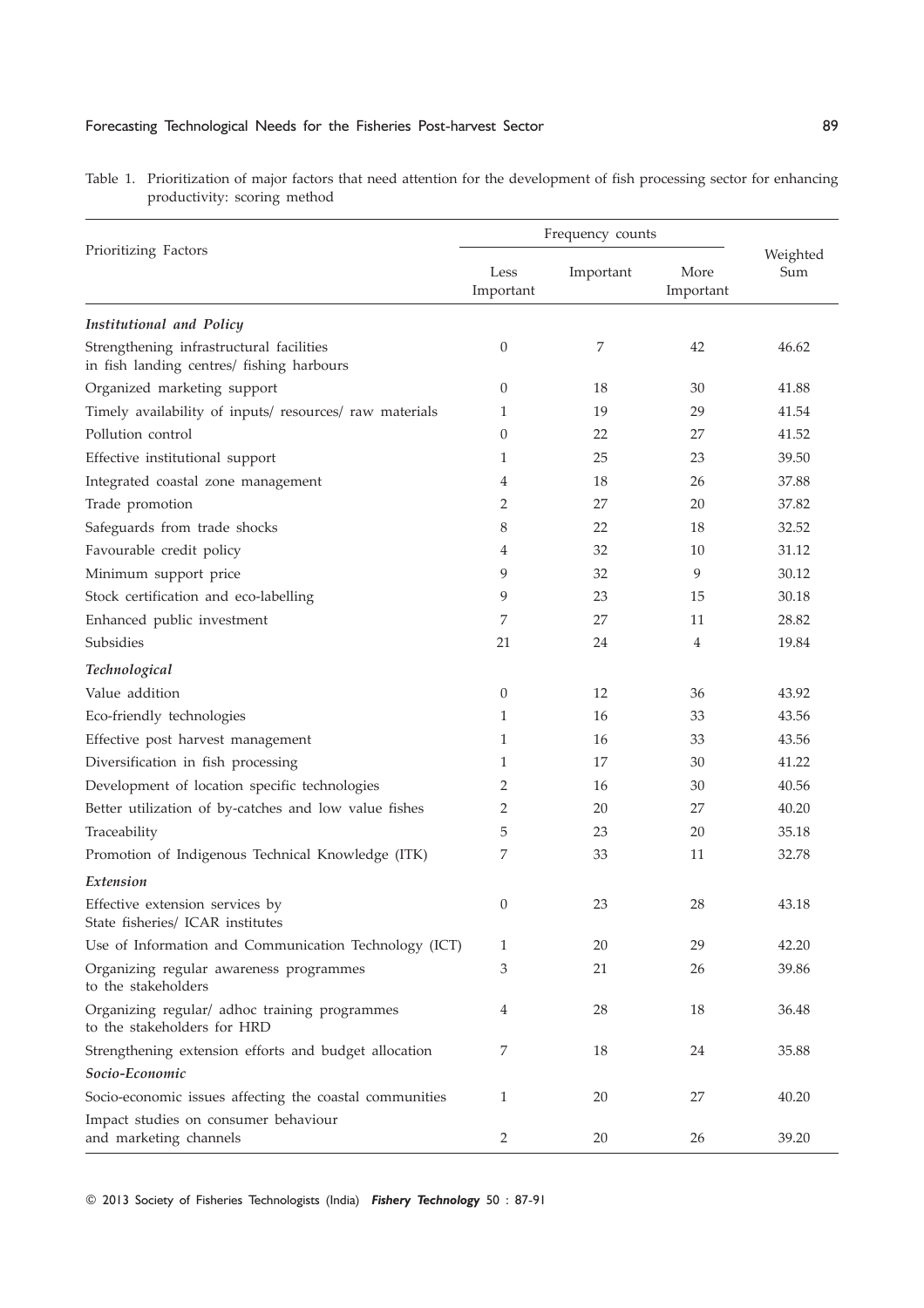Table 1. Prioritization of major factors that need attention for the development of fish processing sector for enhancing productivity: scoring method

| Prioritizing Factors | Frequency counts | | | Weighted Sum |
|---|---|---|---|---|
| | Less Important | Important | More Important | |
| ***Institutional and Policy*** | | | | |
| Strengthening infrastructural facilities in fish landing centres/ fishing harbours | 0 | 7 | 42 | 46.62 |
| Organized marketing support | 0 | 18 | 30 | 41.88 |
| Timely availability of inputs/ resources/ raw materials | 1 | 19 | 29 | 41.54 |
| Pollution control | 0 | 22 | 27 | 41.52 |
| Effective institutional support | 1 | 25 | 23 | 39.50 |
| Integrated coastal zone management | 4 | 18 | 26 | 37.88 |
| Trade promotion | 2 | 27 | 20 | 37.82 |
| Safeguards from trade shocks | 8 | 22 | 18 | 32.52 |
| Favourable credit policy | 4 | 32 | 10 | 31.12 |
| Minimum support price | 9 | 32 | 9 | 30.12 |
| Stock certification and eco-labelling | 9 | 23 | 15 | 30.18 |
| Enhanced public investment | 7 | 27 | 11 | 28.82 |
| Subsidies | 21 | 24 | 4 | 19.84 |
| ***Technological*** | | | | |
| Value addition | 0 | 12 | 36 | 43.92 |
| Eco-friendly technologies | 1 | 16 | 33 | 43.56 |
| Effective post harvest management | 1 | 16 | 33 | 43.56 |
| Diversification in fish processing | 1 | 17 | 30 | 41.22 |
| Development of location specific technologies | 2 | 16 | 30 | 40.56 |
| Better utilization of by-catches and low value fishes | 2 | 20 | 27 | 40.20 |
| Traceability | 5 | 23 | 20 | 35.18 |
| Promotion of Indigenous Technical Knowledge (ITK) | 7 | 33 | 11 | 32.78 |
| ***Extension*** | | | | |
| Effective extension services by State fisheries/ ICAR institutes | 0 | 23 | 28 | 43.18 |
| Use of Information and Communication Technology (ICT) | 1 | 20 | 29 | 42.20 |
| Organizing regular awareness programmes to the stakeholders | 3 | 21 | 26 | 39.86 |
| Organizing regular/ adhoc training programmes to the stakeholders for HRD | 4 | 28 | 18 | 36.48 |
| Strengthening extension efforts and budget allocation | 7 | 18 | 24 | 35.88 |
| ***Socio-Economic*** | | | | |
| Socio-economic issues affecting the coastal communities | 1 | 20 | 27 | 40.20 |
| Impact studies on consumer behaviour and marketing channels | 2 | 20 | 26 | 39.20 |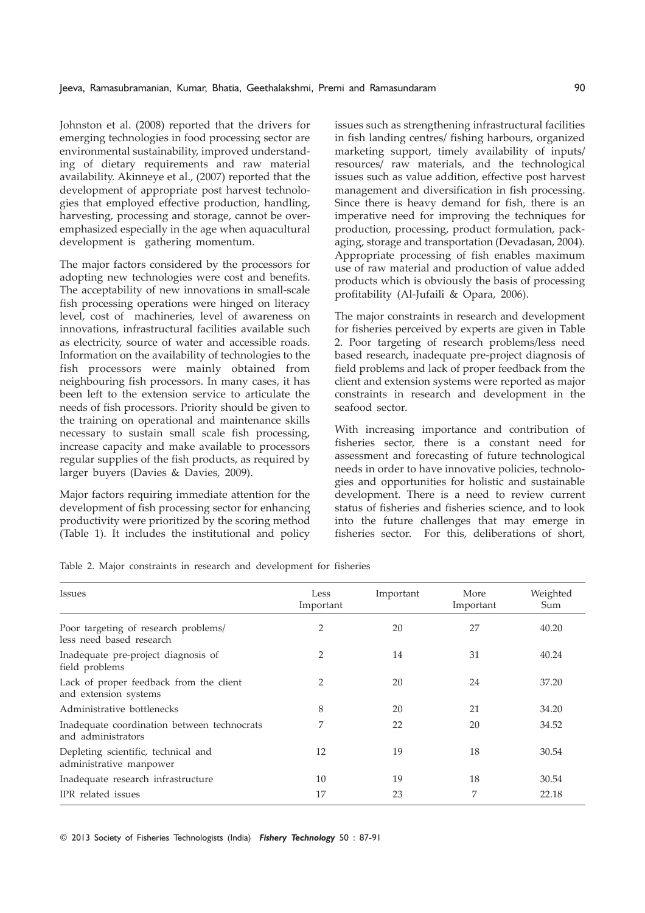Johnston et al. (2008) reported that the drivers for emerging technologies in food processing sector are environmental sustainability, improved understanding of dietary requirements and raw material availability. Akinneye et al., (2007) reported that the development of appropriate post harvest technologies that employed effective production, handling, harvesting, processing and storage, cannot be overemphasized especially in the age when aquacultural development is gathering momentum.

The major factors considered by the processors for adopting new technologies were cost and benefits. The acceptability of new innovations in small-scale fish processing operations were hinged on literacy level, cost of machineries, level of awareness on innovations, infrastructural facilities available such as electricity, source of water and accessible roads. Information on the availability of technologies to the fish processors were mainly obtained from neighbouring fish processors. In many cases, it has been left to the extension service to articulate the needs of fish processors. Priority should be given to the training on operational and maintenance skills necessary to sustain small scale fish processing, increase capacity and make available to processors regular supplies of the fish products, as required by larger buyers (Davies & Davies, 2009).

Major factors requiring immediate attention for the development of fish processing sector for enhancing productivity were prioritized by the scoring method (Table 1). It includes the institutional and policy issues such as strengthening infrastructural facilities in fish landing centres/ fishing harbours, organized marketing support, timely availability of inputs/ resources/ raw materials, and the technological issues such as value addition, effective post harvest management and diversification in fish processing. Since there is heavy demand for fish, there is an imperative need for improving the techniques for production, processing, product formulation, packaging, storage and transportation (Devadasan, 2004). Appropriate processing of fish enables maximum use of raw material and production of value added products which is obviously the basis of processing profitability (Al-Jufaili & Opara, 2006).

The major constraints in research and development for fisheries perceived by experts are given in Table 2. Poor targeting of research problems/less need based research, inadequate pre-project diagnosis of field problems and lack of proper feedback from the client and extension systems were reported as major constraints in research and development in the seafood sector.

With increasing importance and contribution of fisheries sector, there is a constant need for assessment and forecasting of future technological needs in order to have innovative policies, technologies and opportunities for holistic and sustainable development. There is a need to review current status of fisheries and fisheries science, and to look into the future challenges that may emerge in fisheries sector. For this, deliberations of short,

Table 2. Major constraints in research and development for fisheries

| Issues | Less Important | Important | More Important | Weighted Sum |
|---|---|---|---|---|
| Poor targeting of research problems/ less need based research | 2 | 20 | 27 | 40.20 |
| Inadequate pre-project diagnosis of field problems | 2 | 14 | 31 | 40.24 |
| Lack of proper feedback from the client and extension systems | 2 | 20 | 24 | 37.20 |
| Administrative bottlenecks | 8 | 20 | 21 | 34.20 |
| Inadequate coordination between technocrats and administrators | 7 | 22 | 20 | 34.52 |
| Depleting scientific, technical and administrative manpower | 12 | 19 | 18 | 30.54 |
| Inadequate research infrastructure | 10 | 19 | 18 | 30.54 |
| IPR related issues | 17 | 23 | 7 | 22.18 |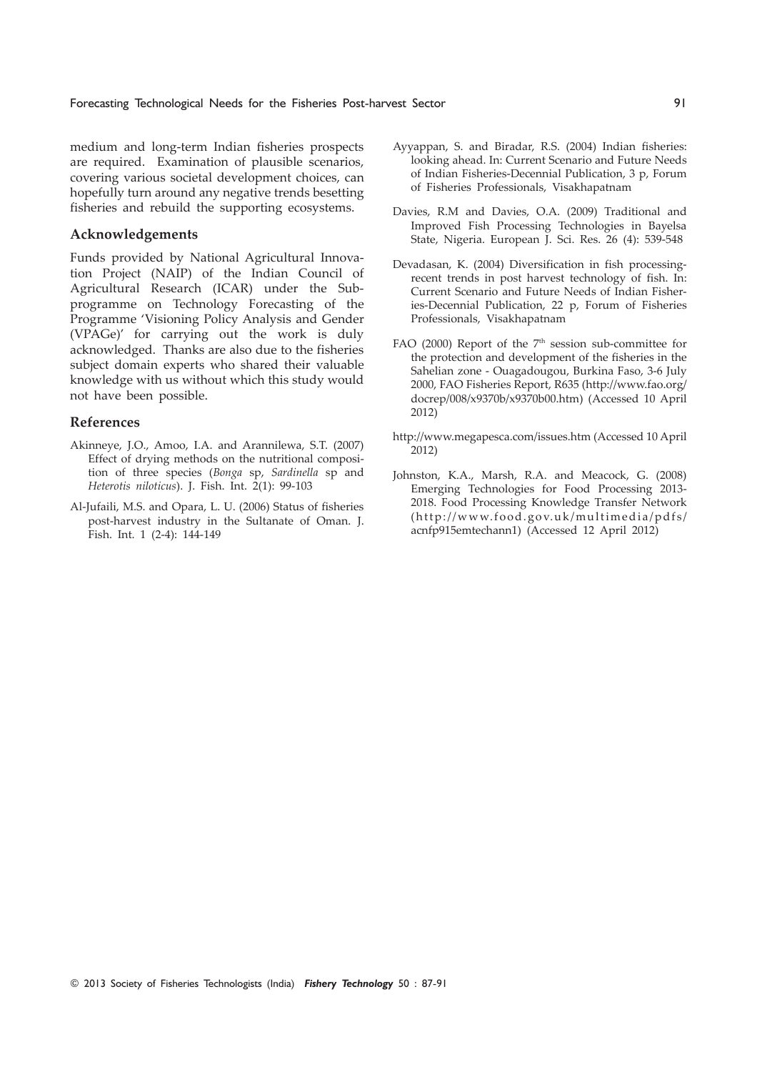medium and long-term Indian fisheries prospects are required. Examination of plausible scenarios, covering various societal development choices, can hopefully turn around any negative trends besetting fisheries and rebuild the supporting ecosystems.

## Acknowledgements

Funds provided by National Agricultural Innovation Project (NAIP) of the Indian Council of Agricultural Research (ICAR) under the Sub-programme on Technology Forecasting of the Programme 'Visioning Policy Analysis and Gender (VPAGe)' for carrying out the work is duly acknowledged. Thanks are also due to the fisheries subject domain experts who shared their valuable knowledge with us without which this study would not have been possible.

## References

Akinneye, J.O., Amoo, I.A. and Arannilewa, S.T. (2007) Effect of drying methods on the nutritional composition of three species (*Bonga* sp, *Sardinella* sp and *Heterotis niloticus*). J. Fish. Int. 2(1): 99-103

Al-Jufaili, M.S. and Opara, L. U. (2006) Status of fisheries post-harvest industry in the Sultanate of Oman. J. Fish. Int. 1 (2-4): 144-149

Ayyappan, S. and Biradar, R.S. (2004) Indian fisheries: looking ahead. In: Current Scenario and Future Needs of Indian Fisheries-Decennial Publication, 3 p, Forum of Fisheries Professionals, Visakhapatnam

Davies, R.M and Davies, O.A. (2009) Traditional and Improved Fish Processing Technologies in Bayelsa State, Nigeria. European J. Sci. Res. 26 (4): 539-548

Devadasan, K. (2004) Diversification in fish processing-recent trends in post harvest technology of fish. In: Current Scenario and Future Needs of Indian Fisheries-Decennial Publication, 22 p, Forum of Fisheries Professionals, Visakhapatnam

FAO (2000) Report of the 7th session sub-committee for the protection and development of the fisheries in the Sahelian zone - Ouagadougou, Burkina Faso, 3-6 July 2000, FAO Fisheries Report, R635 (http://www.fao.org/docrep/008/x9370b/x9370b00.htm) (Accessed 10 April 2012)

http://www.megapesca.com/issues.htm (Accessed 10 April 2012)

Johnston, K.A., Marsh, R.A. and Meacock, G. (2008) Emerging Technologies for Food Processing 2013-2018. Food Processing Knowledge Transfer Network (http://www.food.gov.uk/multimedia/pdfs/acnfp915emtechann1) (Accessed 12 April 2012)